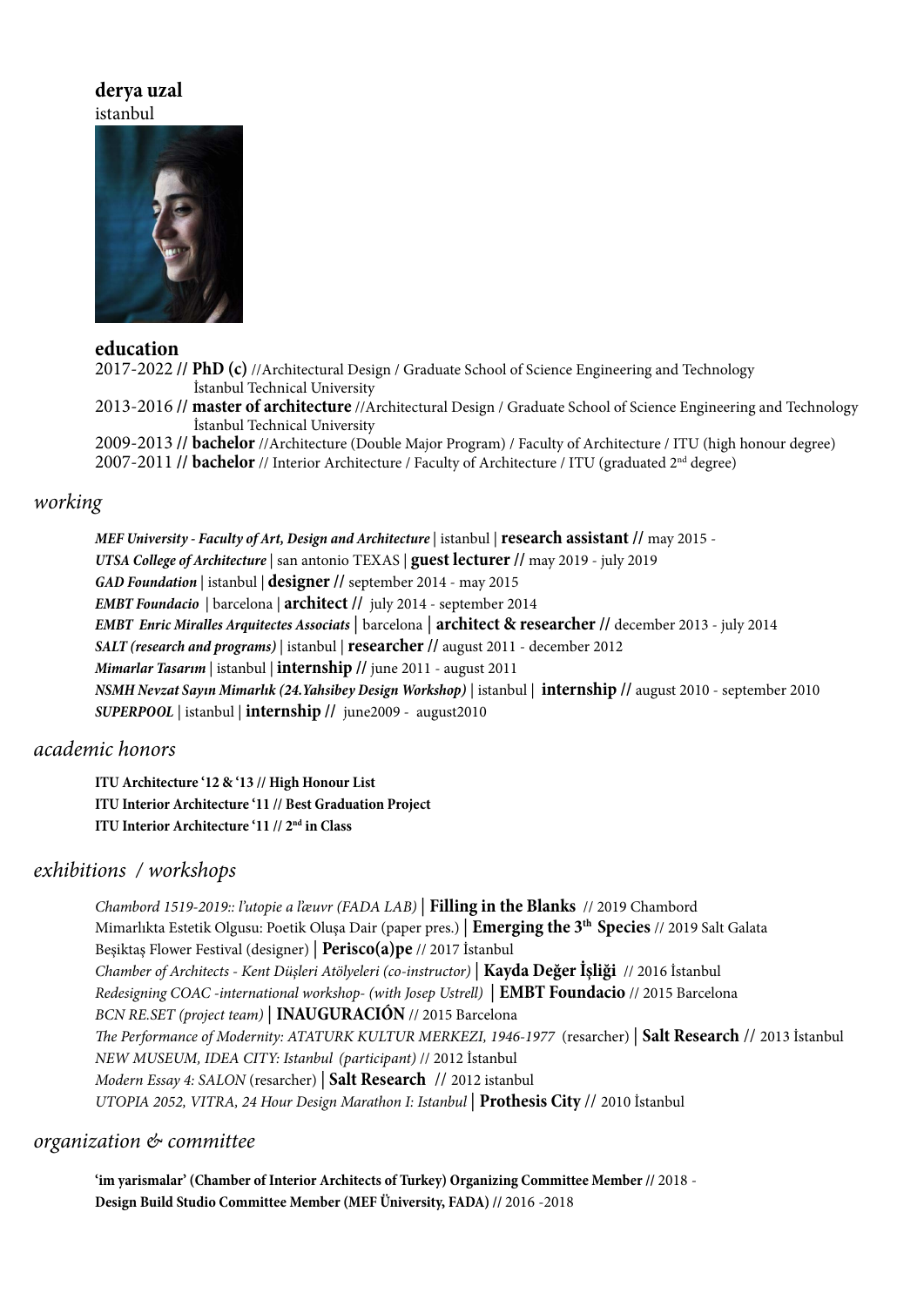# derya uzal

istanbul

## education

2017-2022 // **PhD (c)** //Architectural Design / Graduate School of Science Engineering and Technology
İstanbul Technical University

2013-2016 // **master of architecture** //Architectural Design / Graduate School of Science Engineering and Technology
İstanbul Technical University

2009-2013 // **bachelor** //Architecture (Double Major Program) / Faculty of Architecture / ITU (high honour degree)

2007-2011 // **bachelor** // Interior Architecture / Faculty of Architecture / ITU (graduated 2nd degree)

## *working*

***MEF University - Faculty of Art, Design and Architecture*** | istanbul | **research assistant //** may 2015 -

***UTSA College of Architecture*** | san antonio TEXAS | **guest lecturer //** may 2019 - july 2019

***GAD Foundation*** | istanbul | **designer //** september 2014 - may 2015

***EMBT Foundacio*** | barcelona | **architect //** july 2014 - september 2014

***EMBT Enric Miralles Arquitectes Associats*** | barcelona | **architect & researcher //** december 2013 - july 2014

***SALT (research and programs)*** | istanbul | **researcher //** august 2011 - december 2012

***Mimarlar Tasarım*** | istanbul | **internship //** june 2011 - august 2011

***NSMH Nevzat Sayın Mimarlık (24.Yahsibey Design Workshop)*** | istanbul | **internship //** august 2010 - september 2010

***SUPERPOOL*** | istanbul | **internship //** june2009 - august2010

## *academic honors*

**ITU Architecture '12 & '13 // High Honour List**

**ITU Interior Architecture '11 // Best Graduation Project**

**ITU Interior Architecture '11 // 2nd in Class**

## *exhibitions / workshops*

*Chambord 1519-2019:: l'utopie a l'œuvr (FADA LAB)* | **Filling in the Blanks** // 2019 Chambord

Mimarlıkta Estetik Olgusu: Poetik Oluşa Dair (paper pres.) | **Emerging the 3th Species** // 2019 Salt Galata

Beşiktaş Flower Festival (designer) | **Perisco(a)pe** // 2017 İstanbul

*Chamber of Architects - Kent Düşleri Atölyeleri (co-instructor)* | **Kayda Değer İşliği** // 2016 İstanbul

*Redesigning COAC -international workshop- (with Josep Ustrell)* | **EMBT Foundacio** // 2015 Barcelona

*BCN RE.SET (project team)* | **INAUGURACIÓN** // 2015 Barcelona

*The Performance of Modernity: ATATURK KULTUR MERKEZI, 1946-1977* (resarcher) | **Salt Research** // 2013 İstanbul

*NEW MUSEUM, IDEA CITY: Istanbul (participant)* // 2012 İstanbul

*Modern Essay 4: SALON* (resarcher) | **Salt Research** // 2012 istanbul

*UTOPIA 2052, VITRA, 24 Hour Design Marathon I: Istanbul* | **Prothesis City** // 2010 İstanbul

## *organization & committee*

**'im yarismalar' (Chamber of Interior Architects of Turkey) Organizing Committee Member //** 2018 -

**Design Build Studio Committee Member (MEF Üniversity, FADA) //** 2016 -2018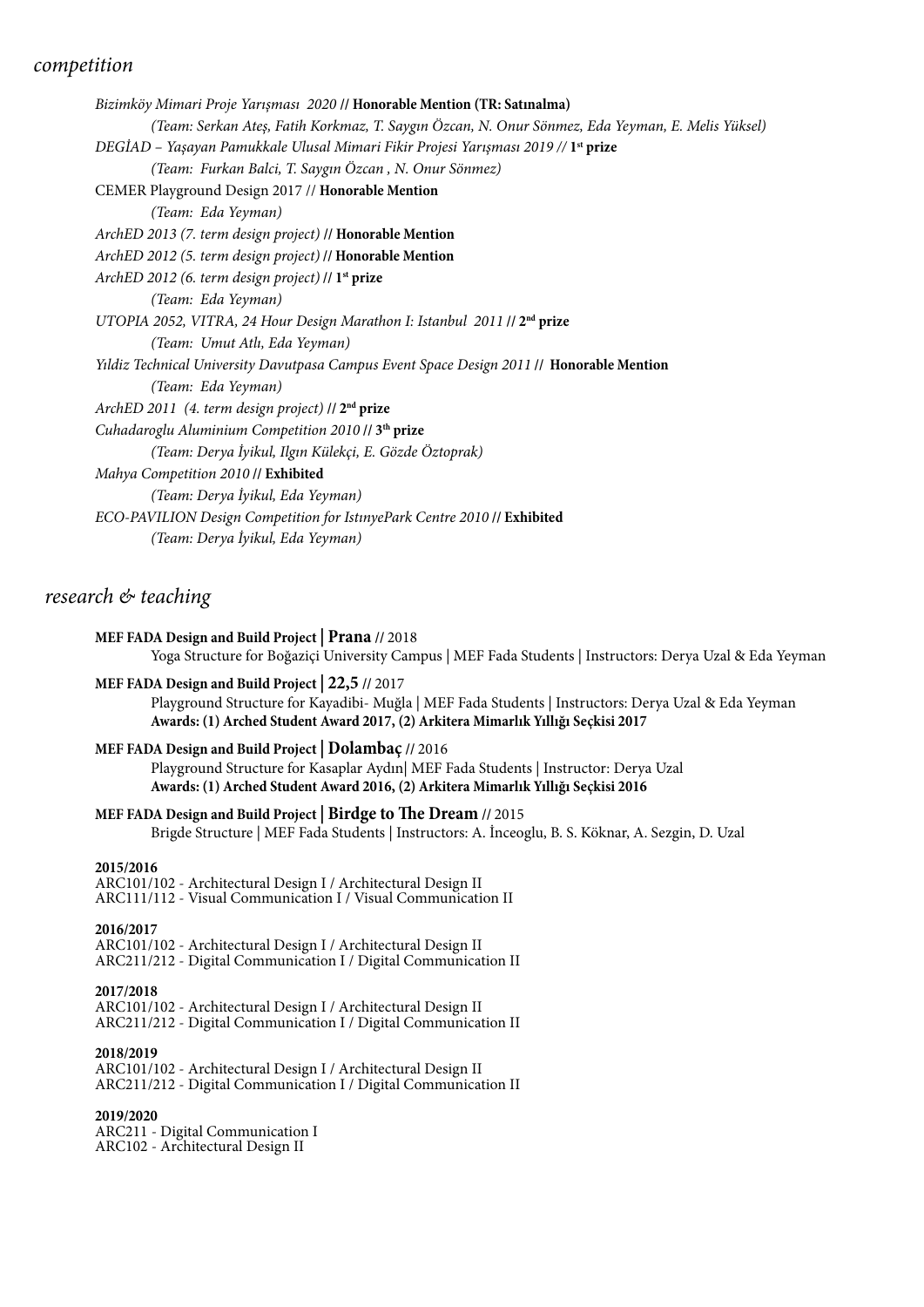## *competition*

*Bizimköy Mimari Proje Yarışması 2020* **// Honorable Mention (TR: Satınalma)**
*(Team: Serkan Ateş, Fatih Korkmaz, T. Saygın Özcan, N. Onur Sönmez, Eda Yeyman, E. Melis Yüksel)*

*DEGİAD – Yaşayan Pamukkale Ulusal Mimari Fikir Projesi Yarışması 2019* **// 1st prize**
*(Team: Furkan Balci, T. Saygın Özcan , N. Onur Sönmez)*

CEMER Playground Design 2017 **// Honorable Mention**
*(Team: Eda Yeyman)*

*ArchED 2013 (7. term design project)* **// Honorable Mention**

*ArchED 2012 (5. term design project)* **// Honorable Mention**

*ArchED 2012 (6. term design project)* **// 1st prize**
*(Team: Eda Yeyman)*

*UTOPIA 2052, VITRA, 24 Hour Design Marathon I: Istanbul 2011* **// 2nd prize**
*(Team: Umut Atlı, Eda Yeyman)*

*Yıldiz Technical University Davutpasa Campus Event Space Design 2011* **// Honorable Mention**
*(Team: Eda Yeyman)*

*ArchED 2011 (4. term design project)* **// 2nd prize**

*Cuhadaroglu Aluminium Competition 2010* **// 3th prize**
*(Team: Derya İyikul, Ilgın Külekçi, E. Gözde Öztoprak)*

*Mahya Competition 2010* **// Exhibited**
*(Team: Derya İyikul, Eda Yeyman)*

*ECO-PAVILION Design Competition for IstınyePark Centre 2010* **// Exhibited**
*(Team: Derya İyikul, Eda Yeyman)*

## *research & teaching*

**MEF FADA Design and Build Project | Prana //** 2018
Yoga Structure for Boğaziçi University Campus | MEF Fada Students | Instructors: Derya Uzal & Eda Yeyman

**MEF FADA Design and Build Project | 22,5 //** 2017
Playground Structure for Kayadibi- Muğla | MEF Fada Students | Instructors: Derya Uzal & Eda Yeyman
**Awards: (1) Arched Student Award 2017, (2) Arkitera Mimarlık Yıllığı Seçkisi 2017**

**MEF FADA Design and Build Project | Dolambaç //** 2016
Playground Structure for Kasaplar Aydın| MEF Fada Students | Instructor: Derya Uzal
**Awards: (1) Arched Student Award 2016, (2) Arkitera Mimarlık Yıllığı Seçkisi 2016**

**MEF FADA Design and Build Project | Birdge to The Dream //** 2015
Brigde Structure | MEF Fada Students | Instructors: A. İnceoglu, B. S. Köknar, A. Sezgin, D. Uzal

**2015/2016**
ARC101/102 - Architectural Design I / Architectural Design II
ARC111/112 - Visual Communication I / Visual Communication II

**2016/2017**
ARC101/102 - Architectural Design I / Architectural Design II
ARC211/212 - Digital Communication I / Digital Communication II

**2017/2018**
ARC101/102 - Architectural Design I / Architectural Design II
ARC211/212 - Digital Communication I / Digital Communication II

**2018/2019**
ARC101/102 - Architectural Design I / Architectural Design II
ARC211/212 - Digital Communication I / Digital Communication II

**2019/2020**
ARC211 - Digital Communication I
ARC102 - Architectural Design II